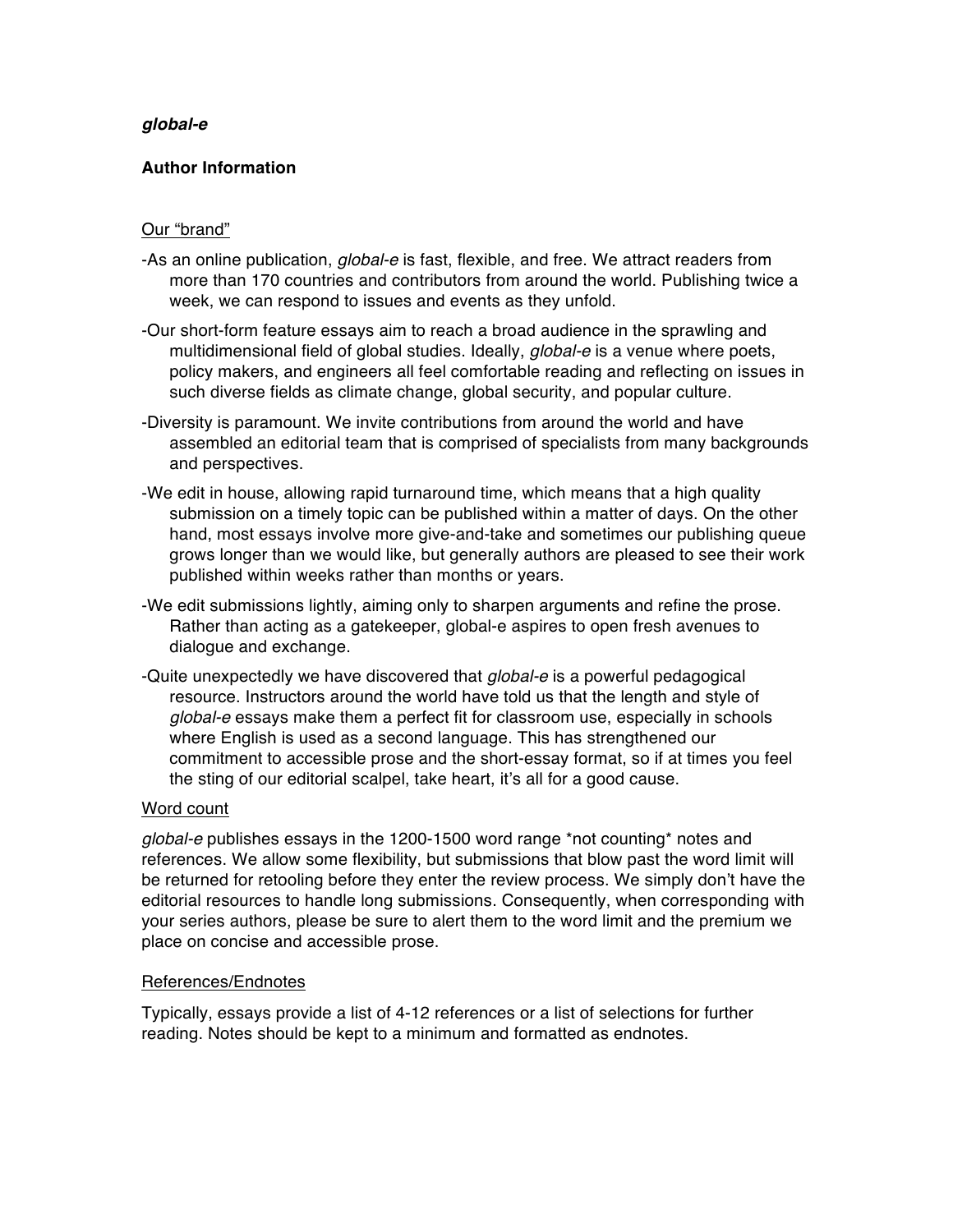***global-e***

**Author Information**

Our "brand"

- As an online publication, *global-e* is fast, flexible, and free. We attract readers from more than 170 countries and contributors from around the world. Publishing twice a week, we can respond to issues and events as they unfold.
- Our short-form feature essays aim to reach a broad audience in the sprawling and multidimensional field of global studies. Ideally, *global-e* is a venue where poets, policy makers, and engineers all feel comfortable reading and reflecting on issues in such diverse fields as climate change, global security, and popular culture.
- Diversity is paramount. We invite contributions from around the world and have assembled an editorial team that is comprised of specialists from many backgrounds and perspectives.
- We edit in house, allowing rapid turnaround time, which means that a high quality submission on a timely topic can be published within a matter of days. On the other hand, most essays involve more give-and-take and sometimes our publishing queue grows longer than we would like, but generally authors are pleased to see their work published within weeks rather than months or years.
- We edit submissions lightly, aiming only to sharpen arguments and refine the prose. Rather than acting as a gatekeeper, global-e aspires to open fresh avenues to dialogue and exchange.
- Quite unexpectedly we have discovered that *global-e* is a powerful pedagogical resource. Instructors around the world have told us that the length and style of *global-e* essays make them a perfect fit for classroom use, especially in schools where English is used as a second language. This has strengthened our commitment to accessible prose and the short-essay format, so if at times you feel the sting of our editorial scalpel, take heart, it's all for a good cause.

Word count

*global-e* publishes essays in the 1200-1500 word range *not counting* notes and references. We allow some flexibility, but submissions that blow past the word limit will be returned for retooling before they enter the review process. We simply don't have the editorial resources to handle long submissions. Consequently, when corresponding with your series authors, please be sure to alert them to the word limit and the premium we place on concise and accessible prose.

References/Endnotes

Typically, essays provide a list of 4-12 references or a list of selections for further reading. Notes should be kept to a minimum and formatted as endnotes.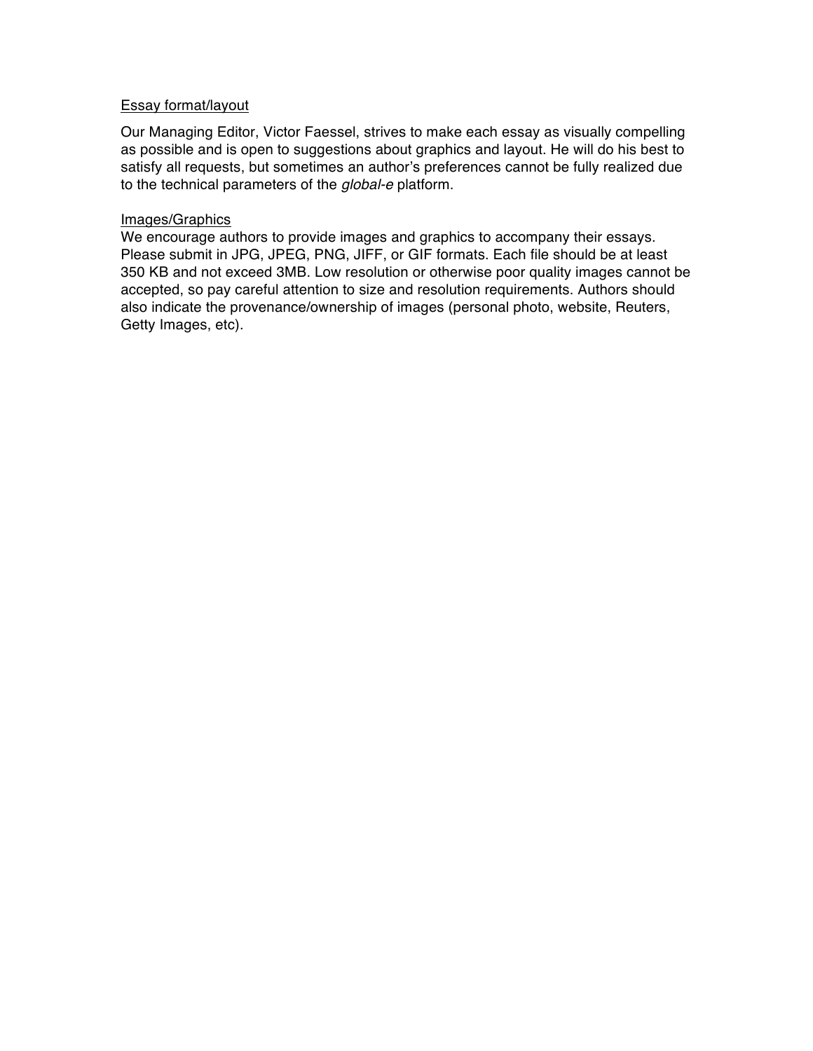### Essay format/layout

Our Managing Editor, Victor Faessel, strives to make each essay as visually compelling as possible and is open to suggestions about graphics and layout. He will do his best to satisfy all requests, but sometimes an author's preferences cannot be fully realized due to the technical parameters of the *global-e* platform.

### Images/Graphics

We encourage authors to provide images and graphics to accompany their essays. Please submit in JPG, JPEG, PNG, JIFF, or GIF formats. Each file should be at least 350 KB and not exceed 3MB. Low resolution or otherwise poor quality images cannot be accepted, so pay careful attention to size and resolution requirements. Authors should also indicate the provenance/ownership of images (personal photo, website, Reuters, Getty Images, etc).